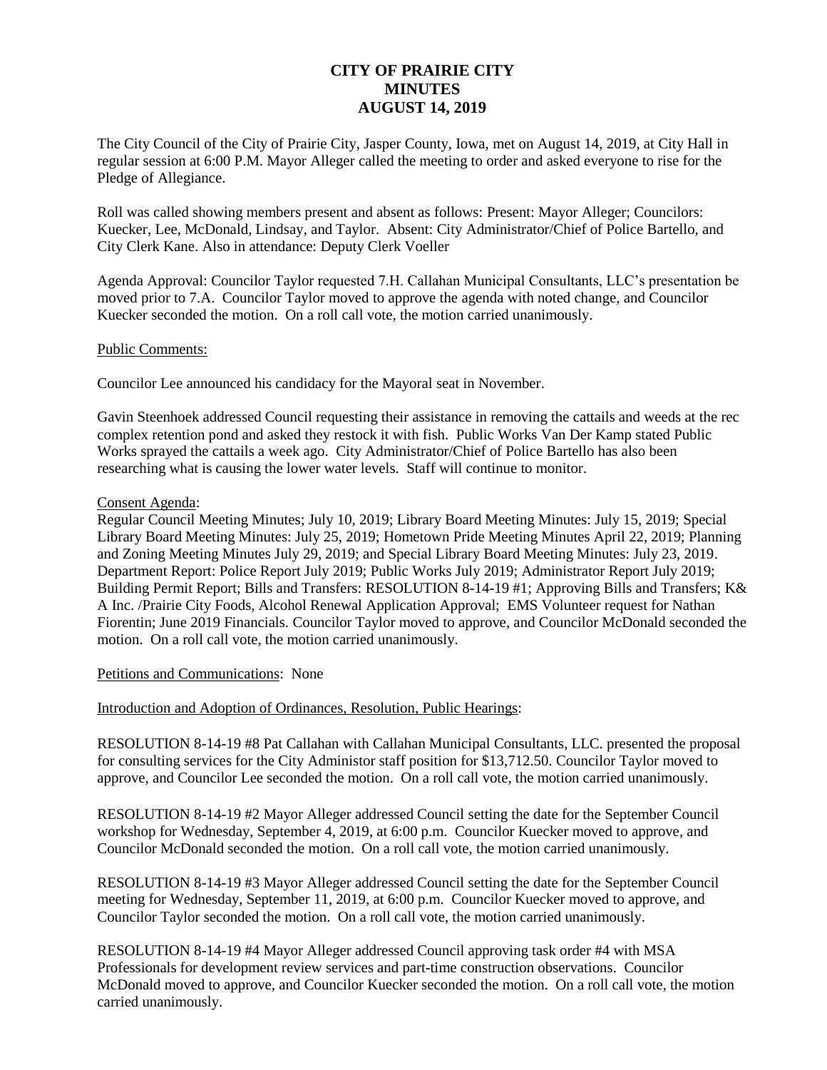# CITY OF PRAIRIE CITY
# MINUTES
# AUGUST 14, 2019

The City Council of the City of Prairie City, Jasper County, Iowa, met on August 14, 2019, at City Hall in regular session at 6:00 P.M. Mayor Alleger called the meeting to order and asked everyone to rise for the Pledge of Allegiance.

Roll was called showing members present and absent as follows: Present: Mayor Alleger; Councilors: Kuecker, Lee, McDonald, Lindsay, and Taylor. Absent: City Administrator/Chief of Police Bartello, and City Clerk Kane. Also in attendance: Deputy Clerk Voeller

Agenda Approval: Councilor Taylor requested 7.H. Callahan Municipal Consultants, LLC's presentation be moved prior to 7.A. Councilor Taylor moved to approve the agenda with noted change, and Councilor Kuecker seconded the motion. On a roll call vote, the motion carried unanimously.

Public Comments:

Councilor Lee announced his candidacy for the Mayoral seat in November.

Gavin Steenhoek addressed Council requesting their assistance in removing the cattails and weeds at the rec complex retention pond and asked they restock it with fish. Public Works Van Der Kamp stated Public Works sprayed the cattails a week ago. City Administrator/Chief of Police Bartello has also been researching what is causing the lower water levels. Staff will continue to monitor.

Consent Agenda:
Regular Council Meeting Minutes; July 10, 2019; Library Board Meeting Minutes: July 15, 2019; Special Library Board Meeting Minutes: July 25, 2019; Hometown Pride Meeting Minutes April 22, 2019; Planning and Zoning Meeting Minutes July 29, 2019; and Special Library Board Meeting Minutes: July 23, 2019. Department Report: Police Report July 2019; Public Works July 2019; Administrator Report July 2019; Building Permit Report; Bills and Transfers: RESOLUTION 8-14-19 #1; Approving Bills and Transfers; K& A Inc. /Prairie City Foods, Alcohol Renewal Application Approval; EMS Volunteer request for Nathan Fiorentin; June 2019 Financials. Councilor Taylor moved to approve, and Councilor McDonald seconded the motion. On a roll call vote, the motion carried unanimously.

Petitions and Communications: None

Introduction and Adoption of Ordinances, Resolution, Public Hearings:

RESOLUTION 8-14-19 #8 Pat Callahan with Callahan Municipal Consultants, LLC. presented the proposal for consulting services for the City Administor staff position for $13,712.50. Councilor Taylor moved to approve, and Councilor Lee seconded the motion. On a roll call vote, the motion carried unanimously.

RESOLUTION 8-14-19 #2 Mayor Alleger addressed Council setting the date for the September Council workshop for Wednesday, September 4, 2019, at 6:00 p.m. Councilor Kuecker moved to approve, and Councilor McDonald seconded the motion. On a roll call vote, the motion carried unanimously.

RESOLUTION 8-14-19 #3 Mayor Alleger addressed Council setting the date for the September Council meeting for Wednesday, September 11, 2019, at 6:00 p.m. Councilor Kuecker moved to approve, and Councilor Taylor seconded the motion. On a roll call vote, the motion carried unanimously.

RESOLUTION 8-14-19 #4 Mayor Alleger addressed Council approving task order #4 with MSA Professionals for development review services and part-time construction observations. Councilor McDonald moved to approve, and Councilor Kuecker seconded the motion. On a roll call vote, the motion carried unanimously.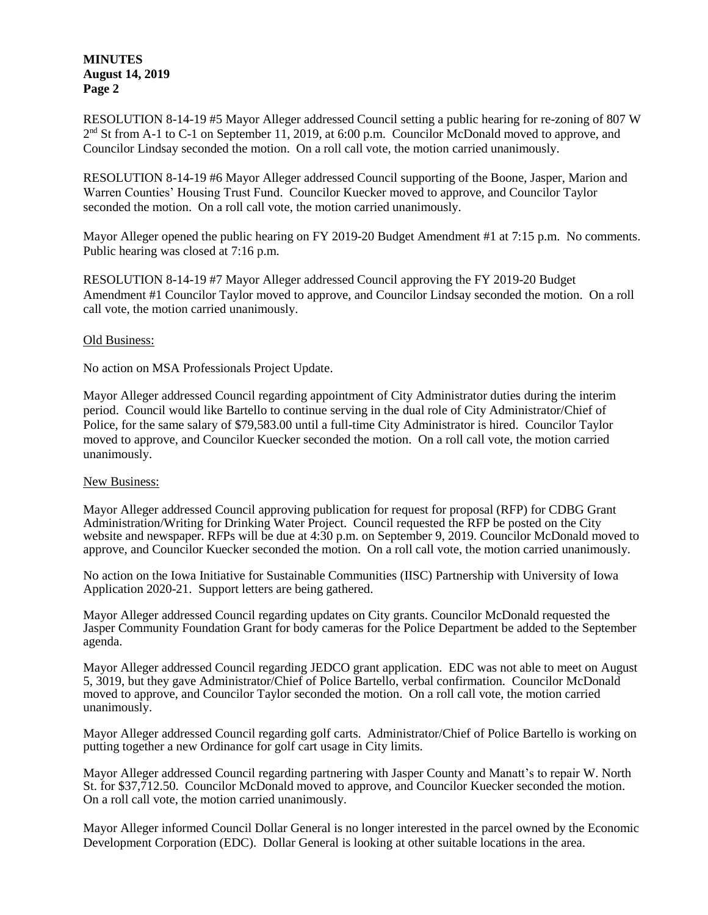RESOLUTION 8-14-19 #5 Mayor Alleger addressed Council setting a public hearing for re-zoning of 807 W 2nd St from A-1 to C-1 on September 11, 2019, at 6:00 p.m. Councilor McDonald moved to approve, and Councilor Lindsay seconded the motion. On a roll call vote, the motion carried unanimously.

RESOLUTION 8-14-19 #6 Mayor Alleger addressed Council supporting of the Boone, Jasper, Marion and Warren Counties' Housing Trust Fund. Councilor Kuecker moved to approve, and Councilor Taylor seconded the motion. On a roll call vote, the motion carried unanimously.

Mayor Alleger opened the public hearing on FY 2019-20 Budget Amendment #1 at 7:15 p.m. No comments. Public hearing was closed at 7:16 p.m.

RESOLUTION 8-14-19 #7 Mayor Alleger addressed Council approving the FY 2019-20 Budget Amendment #1 Councilor Taylor moved to approve, and Councilor Lindsay seconded the motion. On a roll call vote, the motion carried unanimously.

Old Business:

No action on MSA Professionals Project Update.

Mayor Alleger addressed Council regarding appointment of City Administrator duties during the interim period. Council would like Bartello to continue serving in the dual role of City Administrator/Chief of Police, for the same salary of $79,583.00 until a full-time City Administrator is hired. Councilor Taylor moved to approve, and Councilor Kuecker seconded the motion. On a roll call vote, the motion carried unanimously.

New Business:

Mayor Alleger addressed Council approving publication for request for proposal (RFP) for CDBG Grant Administration/Writing for Drinking Water Project. Council requested the RFP be posted on the City website and newspaper. RFPs will be due at 4:30 p.m. on September 9, 2019. Councilor McDonald moved to approve, and Councilor Kuecker seconded the motion. On a roll call vote, the motion carried unanimously.

No action on the Iowa Initiative for Sustainable Communities (IISC) Partnership with University of Iowa Application 2020-21. Support letters are being gathered.

Mayor Alleger addressed Council regarding updates on City grants. Councilor McDonald requested the Jasper Community Foundation Grant for body cameras for the Police Department be added to the September agenda.

Mayor Alleger addressed Council regarding JEDCO grant application. EDC was not able to meet on August 5, 3019, but they gave Administrator/Chief of Police Bartello, verbal confirmation. Councilor McDonald moved to approve, and Councilor Taylor seconded the motion. On a roll call vote, the motion carried unanimously.

Mayor Alleger addressed Council regarding golf carts. Administrator/Chief of Police Bartello is working on putting together a new Ordinance for golf cart usage in City limits.

Mayor Alleger addressed Council regarding partnering with Jasper County and Manatt's to repair W. North St. for $37,712.50. Councilor McDonald moved to approve, and Councilor Kuecker seconded the motion. On a roll call vote, the motion carried unanimously.

Mayor Alleger informed Council Dollar General is no longer interested in the parcel owned by the Economic Development Corporation (EDC). Dollar General is looking at other suitable locations in the area.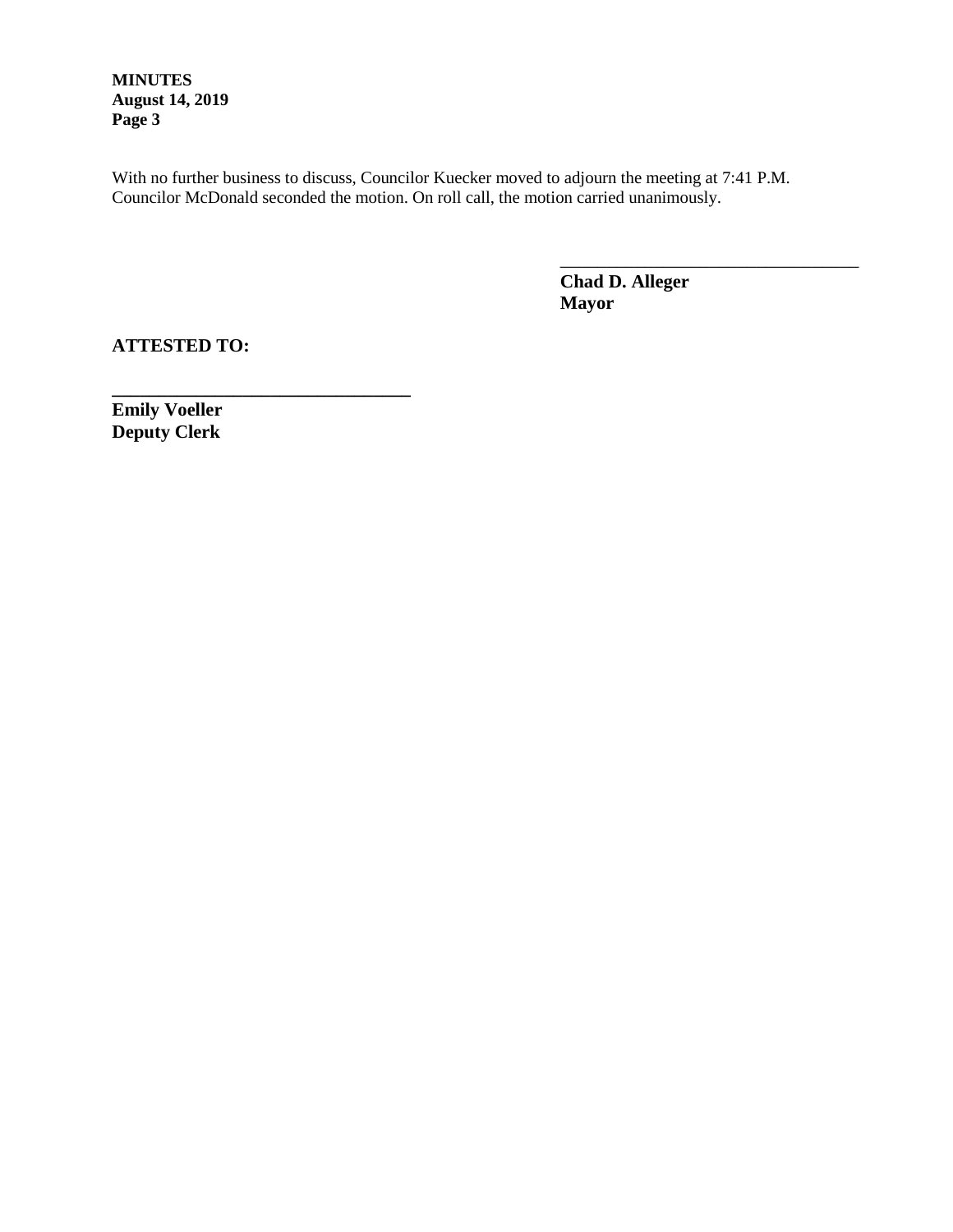With no further business to discuss, Councilor Kuecker moved to adjourn the meeting at 7:41 P.M. Councilor McDonald seconded the motion. On roll call, the motion carried unanimously.

\_\_\_\_\_\_\_\_\_\_\_\_\_\_\_\_\_\_\_\_\_\_\_\_\_\_\_\_\_\_\_\_\_\_

**Chad D. Alleger**
**Mayor**

**ATTESTED TO:**

\_\_\_\_\_\_\_\_\_\_\_\_\_\_\_\_\_\_\_\_\_\_\_\_\_\_\_\_\_\_\_\_\_\_

**Emily Voeller**
**Deputy Clerk**